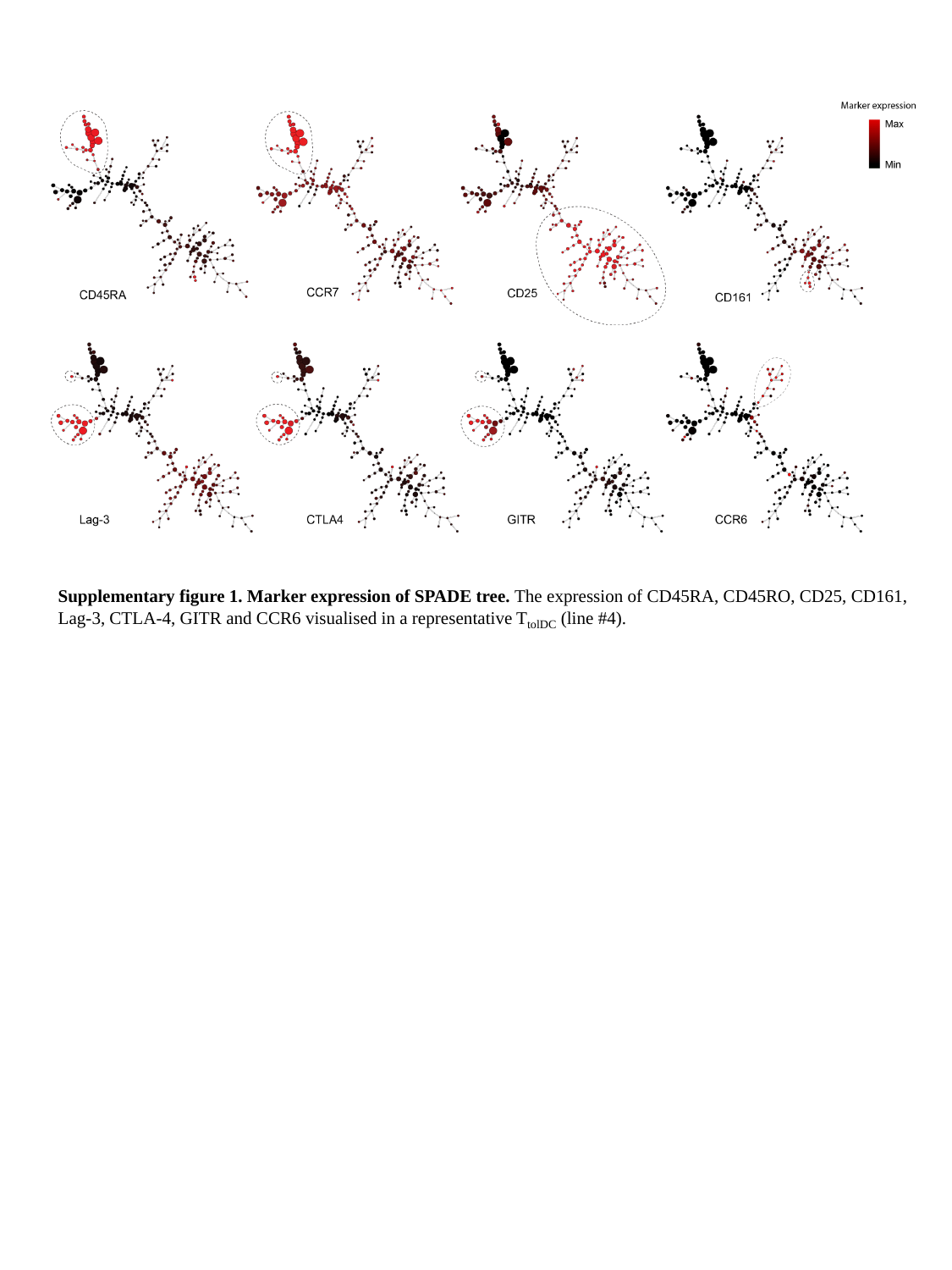**Supplementary figure 1. Marker expression of SPADE tree.** The expression of CD45RA, CD45RO, CD25, CD161, Lag-3, CTLA-4, GITR and CCR6 visualised in a representative $T_{tolDC}$ (line #4).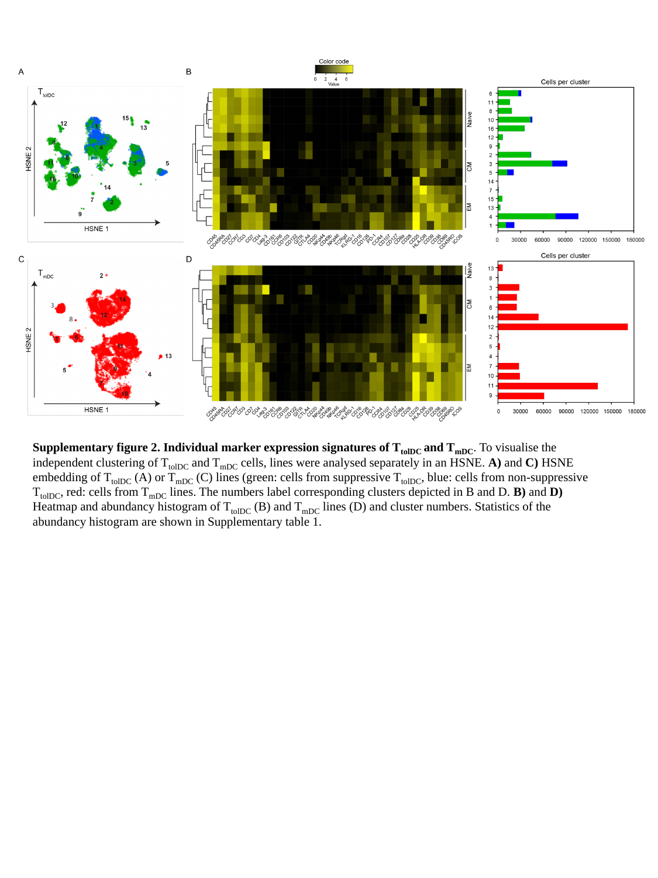**Supplementary figure 2. Individual marker expression signatures of $T_{tolDC}$ and $T_{mDC}$.** To visualise the independent clustering of $T_{tolDC}$ and $T_{mDC}$ cells, lines were analysed separately in an HSNE. **A)** and **C)** HSNE embedding of $T_{tolDC}$ (A) or $T_{mDC}$ (C) lines (green: cells from suppressive $T_{tolDC}$, blue: cells from non-suppressive $T_{tolDC}$, red: cells from $T_{mDC}$ lines. The numbers label corresponding clusters depicted in B and D. **B)** and **D)** Heatmap and abundancy histogram of $T_{tolDC}$ (B) and $T_{mDC}$ lines (D) and cluster numbers. Statistics of the abundancy histogram are shown in Supplementary table 1.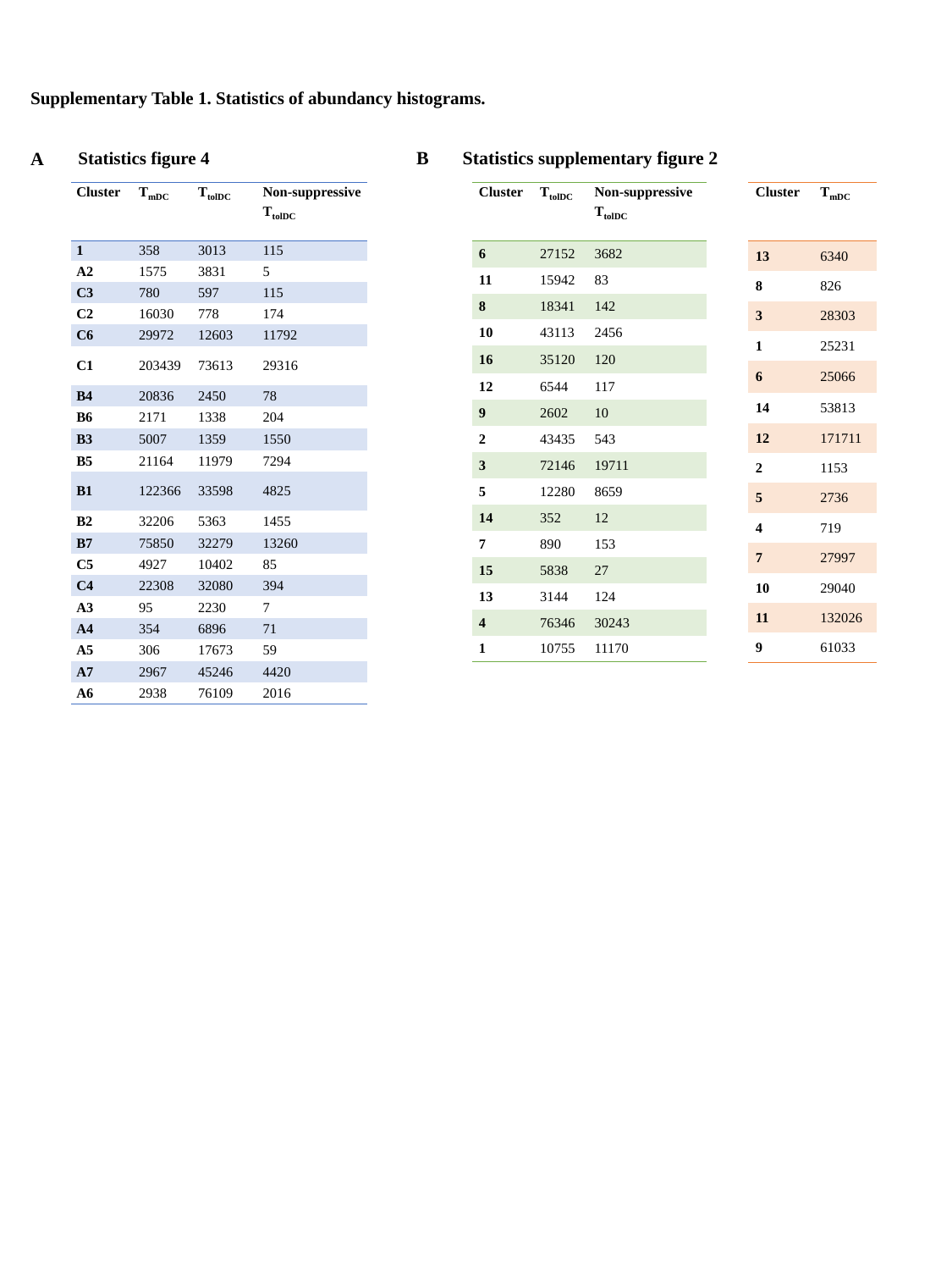# Supplementary Table 1. Statistics of abundancy histograms.

## A Statistics figure 4

| Cluster | $T_{mDC}$ | $T_{tolDC}$ | Non-suppressive $T_{tolDC}$ |
|---|---|---|---|
| **1** | 358 | 3013 | 115 |
| **A2** | 1575 | 3831 | 5 |
| **C3** | 780 | 597 | 115 |
| **C2** | 16030 | 778 | 174 |
| **C6** | 29972 | 12603 | 11792 |
| **C1** | 203439 | 73613 | 29316 |
| **B4** | 20836 | 2450 | 78 |
| **B6** | 2171 | 1338 | 204 |
| **B3** | 5007 | 1359 | 1550 |
| **B5** | 21164 | 11979 | 7294 |
| **B1** | 122366 | 33598 | 4825 |
| **B2** | 32206 | 5363 | 1455 |
| **B7** | 75850 | 32279 | 13260 |
| **C5** | 4927 | 10402 | 85 |
| **C4** | 22308 | 32080 | 394 |
| **A3** | 95 | 2230 | 7 |
| **A4** | 354 | 6896 | 71 |
| **A5** | 306 | 17673 | 59 |
| **A7** | 2967 | 45246 | 4420 |
| **A6** | 2938 | 76109 | 2016 |

## B Statistics supplementary figure 2

| Cluster | $T_{tolDC}$ | Non-suppressive $T_{tolDC}$ |
|---|---|---|
| **6** | 27152 | 3682 |
| **11** | 15942 | 83 |
| **8** | 18341 | 142 |
| **10** | 43113 | 2456 |
| **16** | 35120 | 120 |
| **12** | 6544 | 117 |
| **9** | 2602 | 10 |
| **2** | 43435 | 543 |
| **3** | 72146 | 19711 |
| **5** | 12280 | 8659 |
| **14** | 352 | 12 |
| **7** | 890 | 153 |
| **15** | 5838 | 27 |
| **13** | 3144 | 124 |
| **4** | 76346 | 30243 |
| **1** | 10755 | 11170 |

| Cluster | $T_{mDC}$ |
|---|---|
| **13** | 6340 |
| **8** | 826 |
| **3** | 28303 |
| **1** | 25231 |
| **6** | 25066 |
| **14** | 53813 |
| **12** | 171711 |
| **2** | 1153 |
| **5** | 2736 |
| **4** | 719 |
| **7** | 27997 |
| **10** | 29040 |
| **11** | 132026 |
| **9** | 61033 |